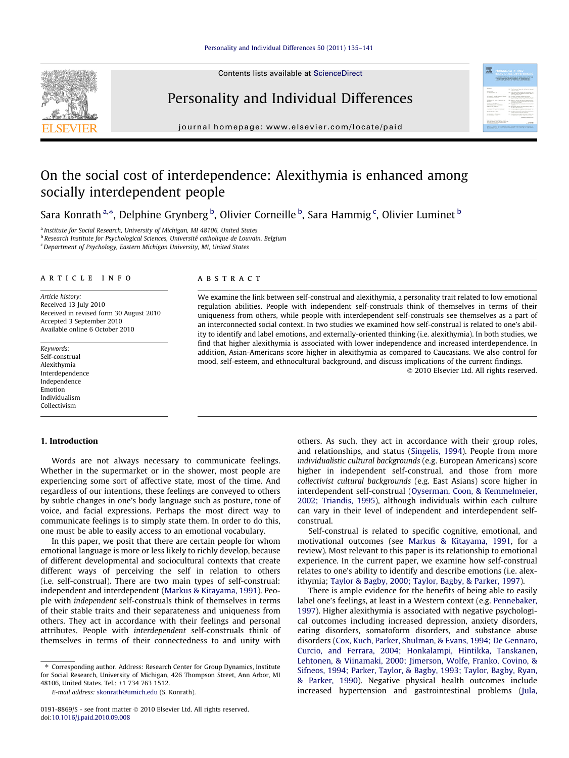# On the social cost of interdependence: Alexithymia is enhanced among socially interdependent people

Sara Konrath [a,*], Delphine Grynberg [b], Olivier Corneille [b], Sara Hammig [c], Olivier Luminet [b]

[a] Institute for Social Research, University of Michigan, MI 48106, United States
[b] Research Institute for Psychological Sciences, Université catholique de Louvain, Belgium
[c] Department of Psychology, Eastern Michigan University, MI, United States

## ARTICLE INFO

*Article history:*
Received 13 July 2010
Received in revised form 30 August 2010
Accepted 3 September 2010
Available online 6 October 2010

*Keywords:*
Self-construal
Alexithymia
Interdependence
Independence
Emotion
Individualism
Collectivism

## ABSTRACT

We examine the link between self-construal and alexithymia, a personality trait related to low emotional regulation abilities. People with independent self-construals think of themselves in terms of their uniqueness from others, while people with interdependent self-construals see themselves as a part of an interconnected social context. In two studies we examined how self-construal is related to one's ability to identify and label emotions, and externally-oriented thinking (i.e. alexithymia). In both studies, we find that higher alexithymia is associated with lower independence and increased interdependence. In addition, Asian-Americans score higher in alexithymia as compared to Caucasians. We also control for mood, self-esteem, and ethnocultural background, and discuss implications of the current findings.

© 2010 Elsevier Ltd. All rights reserved.

## 1. Introduction

Words are not always necessary to communicate feelings. Whether in the supermarket or in the shower, most people are experiencing some sort of affective state, most of the time. And regardless of our intentions, these feelings are conveyed to others by subtle changes in one's body language such as posture, tone of voice, and facial expressions. Perhaps the most direct way to communicate feelings is to simply state them. In order to do this, one must be able to easily access to an emotional vocabulary.

In this paper, we posit that there are certain people for whom emotional language is more or less likely to richly develop, because of different developmental and sociocultural contexts that create different ways of perceiving the self in relation to others (i.e. self-construal). There are two main types of self-construal: independent and interdependent (Markus & Kitayama, 1991). People with *independent* self-construals think of themselves in terms of their stable traits and their separateness and uniqueness from others. They act in accordance with their feelings and personal attributes. People with *interdependent* self-construals think of themselves in terms of their connectedness to and unity with others. As such, they act in accordance with their group roles, and relationships, and status (Singelis, 1994). People from more *individualistic cultural backgrounds* (e.g. European Americans) score higher in independent self-construal, and those from more *collectivist cultural backgrounds* (e.g. East Asians) score higher in interdependent self-construal (Oyserman, Coon, & Kemmelmeier, 2002; Triandis, 1995), although individuals within each culture can vary in their level of independent and interdependent self-construal.

Self-construal is related to specific cognitive, emotional, and motivational outcomes (see Markus & Kitayama, 1991, for a review). Most relevant to this paper is its relationship to emotional experience. In the current paper, we examine how self-construal relates to one's ability to identify and describe emotions (i.e. alexithymia; Taylor & Bagby, 2000; Taylor, Bagby, & Parker, 1997).

There is ample evidence for the benefits of being able to easily label one's feelings, at least in a Western context (e.g. Pennebaker, 1997). Higher alexithymia is associated with negative psychological outcomes including increased depression, anxiety disorders, eating disorders, somatoform disorders, and substance abuse disorders (Cox, Kuch, Parker, Shulman, & Evans, 1994; De Gennaro, Curcio, and Ferrara, 2004; Honkalampi, Hintikka, Tanskanen, Lehtonen, & Viinamaki, 2000; Jimerson, Wolfe, Franko, Covino, & Sifneos, 1994; Parker, Taylor, & Bagby, 1993; Taylor, Bagby, Ryan, & Parker, 1990). Negative physical health outcomes include increased hypertension and gastrointestinal problems (Jula,

* Corresponding author. Address: Research Center for Group Dynamics, Institute for Social Research, University of Michigan, 426 Thompson Street, Ann Arbor, MI 48106, United States. Tel.: +1 734 763 1512.
*E-mail address:* skonrath@umich.edu (S. Konrath).

0191-8869/$ - see front matter © 2010 Elsevier Ltd. All rights reserved.
doi:10.1016/j.paid.2010.09.008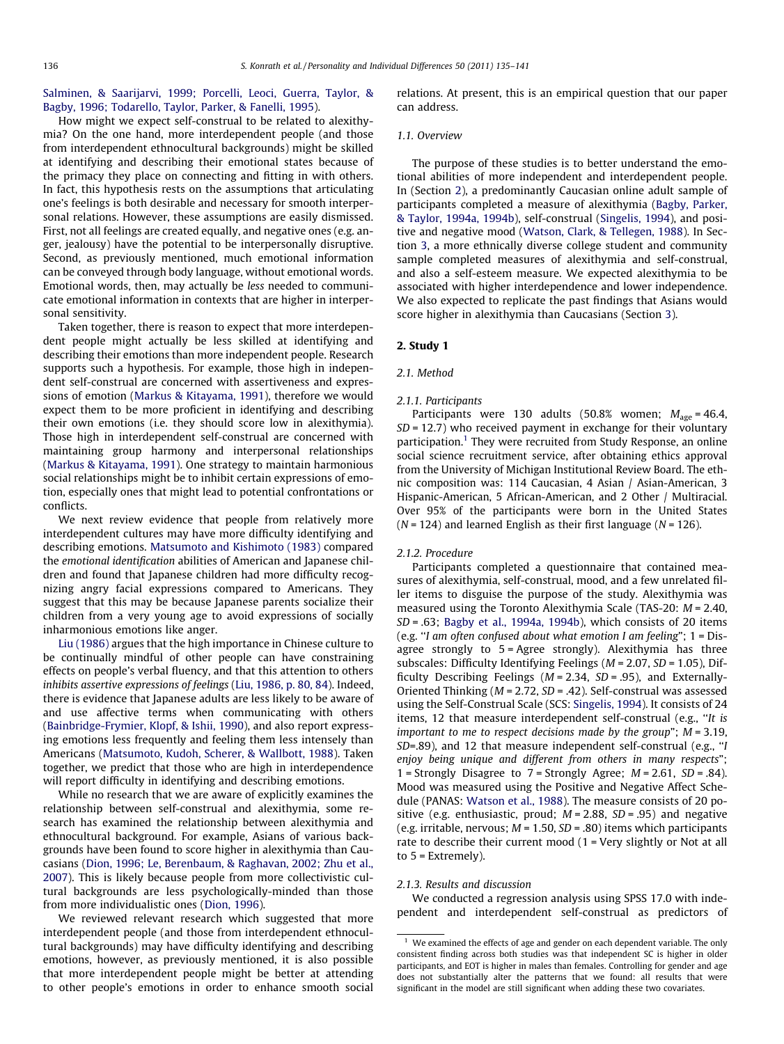Salminen, & Saarijarvi, 1999; Porcelli, Leoci, Guerra, Taylor, & Bagby, 1996; Todarello, Taylor, Parker, & Fanelli, 1995).

How might we expect self-construal to be related to alexithymia? On the one hand, more interdependent people (and those from interdependent ethnocultural backgrounds) might be skilled at identifying and describing their emotional states because of the primacy they place on connecting and fitting in with others. In fact, this hypothesis rests on the assumptions that articulating one's feelings is both desirable and necessary for smooth interpersonal relations. However, these assumptions are easily dismissed. First, not all feelings are created equally, and negative ones (e.g. anger, jealousy) have the potential to be interpersonally disruptive. Second, as previously mentioned, much emotional information can be conveyed through body language, without emotional words. Emotional words, then, may actually be *less* needed to communicate emotional information in contexts that are higher in interpersonal sensitivity.

Taken together, there is reason to expect that more interdependent people might actually be less skilled at identifying and describing their emotions than more independent people. Research supports such a hypothesis. For example, those high in independent self-construal are concerned with assertiveness and expressions of emotion (Markus & Kitayama, 1991), therefore we would expect them to be more proficient in identifying and describing their own emotions (i.e. they should score low in alexithymia). Those high in interdependent self-construal are concerned with maintaining group harmony and interpersonal relationships (Markus & Kitayama, 1991). One strategy to maintain harmonious social relationships might be to inhibit certain expressions of emotion, especially ones that might lead to potential confrontations or conflicts.

We next review evidence that people from relatively more interdependent cultures may have more difficulty identifying and describing emotions. Matsumoto and Kishimoto (1983) compared the *emotional identification* abilities of American and Japanese children and found that Japanese children had more difficulty recognizing angry facial expressions compared to Americans. They suggest that this may be because Japanese parents socialize their children from a very young age to avoid expressions of socially inharmonious emotions like anger.

Liu (1986) argues that the high importance in Chinese culture to be continually mindful of other people can have constraining effects on people's verbal fluency, and that this attention to others *inhibits assertive expressions of feelings* (Liu, 1986, p. 80, 84). Indeed, there is evidence that Japanese adults are less likely to be aware of and use affective terms when communicating with others (Bainbridge-Frymier, Klopf, & Ishii, 1990), and also report expressing emotions less frequently and feeling them less intensely than Americans (Matsumoto, Kudoh, Scherer, & Wallbott, 1988). Taken together, we predict that those who are high in interdependence will report difficulty in identifying and describing emotions.

While no research that we are aware of explicitly examines the relationship between self-construal and alexithymia, some research has examined the relationship between alexithymia and ethnocultural background. For example, Asians of various backgrounds have been found to score higher in alexithymia than Caucasians (Dion, 1996; Le, Berenbaum, & Raghavan, 2002; Zhu et al., 2007). This is likely because people from more collectivistic cultural backgrounds are less psychologically-minded than those from more individualistic ones (Dion, 1996).

We reviewed relevant research which suggested that more interdependent people (and those from interdependent ethnocultural backgrounds) may have difficulty identifying and describing emotions, however, as previously mentioned, it is also possible that more interdependent people might be better at attending to other people's emotions in order to enhance smooth social relations. At present, this is an empirical question that our paper can address.

### 1.1. Overview

The purpose of these studies is to better understand the emotional abilities of more independent and interdependent people. In (Section 2), a predominantly Caucasian online adult sample of participants completed a measure of alexithymia (Bagby, Parker, & Taylor, 1994a, 1994b), self-construal (Singelis, 1994), and positive and negative mood (Watson, Clark, & Tellegen, 1988). In Section 3, a more ethnically diverse college student and community sample completed measures of alexithymia and self-construal, and also a self-esteem measure. We expected alexithymia to be associated with higher interdependence and lower independence. We also expected to replicate the past findings that Asians would score higher in alexithymia than Caucasians (Section 3).

## 2. Study 1

### 2.1. Method

#### 2.1.1. Participants

Participants were 130 adults (50.8% women; $M_{age}$ = 46.4, *SD* = 12.7) who received payment in exchange for their voluntary participation.[1] They were recruited from Study Response, an online social science recruitment service, after obtaining ethics approval from the University of Michigan Institutional Review Board. The ethnic composition was: 114 Caucasian, 4 Asian / Asian-American, 3 Hispanic-American, 5 African-American, and 2 Other / Multiracial. Over 95% of the participants were born in the United States (*N* = 124) and learned English as their first language (*N* = 126).

#### 2.1.2. Procedure

Participants completed a questionnaire that contained measures of alexithymia, self-construal, mood, and a few unrelated filler items to disguise the purpose of the study. Alexithymia was measured using the Toronto Alexithymia Scale (TAS-20: *M* = 2.40, *SD* = .63; Bagby et al., 1994a, 1994b), which consists of 20 items (e.g. "*I am often confused about what emotion I am feeling*"; 1 = Disagree strongly to 5 = Agree strongly). Alexithymia has three subscales: Difficulty Identifying Feelings (*M* = 2.07, *SD* = 1.05), Difficulty Describing Feelings (*M* = 2.34, *SD* = .95), and Externally-Oriented Thinking (*M* = 2.72, *SD* = .42). Self-construal was assessed using the Self-Construal Scale (SCS: Singelis, 1994). It consists of 24 items, 12 that measure interdependent self-construal (e.g., "*It is important to me to respect decisions made by the group*"; *M* = 3.19, *SD*=.89), and 12 that measure independent self-construal (e.g., "*I enjoy being unique and different from others in many respects*"; 1 = Strongly Disagree to 7 = Strongly Agree; *M* = 2.61, *SD* = .84). Mood was measured using the Positive and Negative Affect Schedule (PANAS: Watson et al., 1988). The measure consists of 20 positive (e.g. enthusiastic, proud; *M* = 2.88, *SD* = .95) and negative (e.g. irritable, nervous; *M* = 1.50, *SD* = .80) items which participants rate to describe their current mood (1 = Very slightly or Not at all to 5 = Extremely).

#### 2.1.3. Results and discussion

We conducted a regression analysis using SPSS 17.0 with independent and interdependent self-construal as predictors of

---

[1] We examined the effects of age and gender on each dependent variable. The only consistent finding across both studies was that independent SC is higher in older participants, and EOT is higher in males than females. Controlling for gender and age does not substantially alter the patterns that we found: all results that were significant in the model are still significant when adding these two covariates.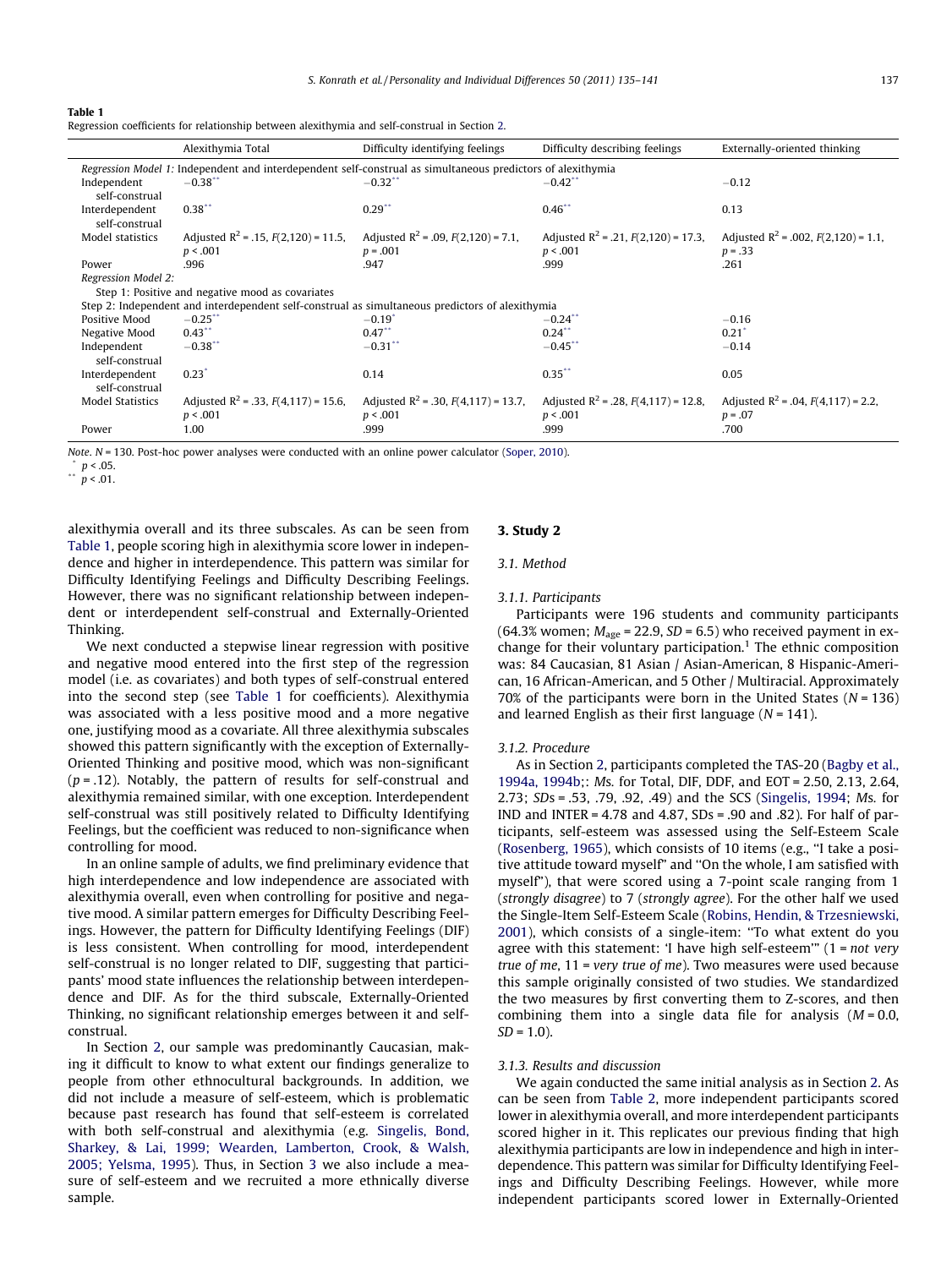**Table 1**
Regression coefficients for relationship between alexithymia and self-construal in Section 2.

| | Alexithymia Total | Difficulty identifying feelings | Difficulty describing feelings | Externally-oriented thinking |
|---|---|---|---|---|
| *Regression Model 1:* Independent and interdependent self-construal as simultaneous predictors of alexithymia | | | | |
| Independent self-construal | −0.38** | −0.32** | −0.42** | −0.12 |
| Interdependent self-construal | 0.38** | 0.29** | 0.46** | 0.13 |
| Model statistics | Adjusted $R^2$ = .15, $F(2,120)$ = 11.5, $p$ < .001 | Adjusted $R^2$ = .09, $F(2,120)$ = 7.1, $p$ = .001 | Adjusted $R^2$ = .21, $F(2,120)$ = 17.3, $p$ < .001 | Adjusted $R^2$ = .002, $F(2,120)$ = 1.1, $p$ = .33 |
| Power | .996 | .947 | .999 | .261 |
| *Regression Model 2:* | | | | |
| Step 1: Positive and negative mood as covariates | | | | |
| Step 2: Independent and interdependent self-construal as simultaneous predictors of alexithymia | | | | |
| Positive Mood | −0.25** | −0.19* | −0.24** | −0.16 |
| Negative Mood | 0.43** | 0.47** | 0.24** | 0.21* |
| Independent self-construal | −0.38** | −0.31** | −0.45** | −0.14 |
| Interdependent self-construal | 0.23* | 0.14 | 0.35** | 0.05 |
| Model Statistics | Adjusted $R^2$ = .33, $F(4,117)$ = 15.6, $p$ < .001 | Adjusted $R^2$ = .30, $F(4,117)$ = 13.7, $p$ < .001 | Adjusted $R^2$ = .28, $F(4,117)$ = 12.8, $p$ < .001 | Adjusted $R^2$ = .04, $F(4,117)$ = 2.2, $p$ = .07 |
| Power | 1.00 | .999 | .999 | .700 |

*Note.* $N$ = 130. Post-hoc power analyses were conducted with an online power calculator (Soper, 2010).
\* $p$ < .05.
\*\* $p$ < .01.

alexithymia overall and its three subscales. As can be seen from Table 1, people scoring high in alexithymia score lower in independence and higher in interdependence. This pattern was similar for Difficulty Identifying Feelings and Difficulty Describing Feelings. However, there was no significant relationship between independent or interdependent self-construal and Externally-Oriented Thinking.

We next conducted a stepwise linear regression with positive and negative mood entered into the first step of the regression model (i.e. as covariates) and both types of self-construal entered into the second step (see Table 1 for coefficients). Alexithymia was associated with a less positive mood and a more negative one, justifying mood as a covariate. All three alexithymia subscales showed this pattern significantly with the exception of Externally-Oriented Thinking and positive mood, which was non-significant ($p$ = .12). Notably, the pattern of results for self-construal and alexithymia remained similar, with one exception. Interdependent self-construal was still positively related to Difficulty Identifying Feelings, but the coefficient was reduced to non-significance when controlling for mood.

In an online sample of adults, we find preliminary evidence that high interdependence and low independence are associated with alexithymia overall, even when controlling for positive and negative mood. A similar pattern emerges for Difficulty Describing Feelings. However, the pattern for Difficulty Identifying Feelings (DIF) is less consistent. When controlling for mood, interdependent self-construal is no longer related to DIF, suggesting that participants' mood state influences the relationship between interdependence and DIF. As for the third subscale, Externally-Oriented Thinking, no significant relationship emerges between it and self-construal.

In Section 2, our sample was predominantly Caucasian, making it difficult to know to what extent our findings generalize to people from other ethnocultural backgrounds. In addition, we did not include a measure of self-esteem, which is problematic because past research has found that self-esteem is correlated with both self-construal and alexithymia (e.g. Singelis, Bond, Sharkey, & Lai, 1999; Wearden, Lamberton, Crook, & Walsh, 2005; Yelsma, 1995). Thus, in Section 3 we also include a measure of self-esteem and we recruited a more ethnically diverse sample.

## 3. Study 2

### 3.1. Method

#### 3.1.1. Participants

Participants were 196 students and community participants (64.3% women; $M_{age}$ = 22.9, $SD$ = 6.5) who received payment in exchange for their voluntary participation.[1] The ethnic composition was: 84 Caucasian, 81 Asian / Asian-American, 8 Hispanic-American, 16 African-American, and 5 Other / Multiracial. Approximately 70% of the participants were born in the United States ($N$ = 136) and learned English as their first language ($N$ = 141).

#### 3.1.2. Procedure

As in Section 2, participants completed the TAS-20 (Bagby et al., 1994a, 1994b;: *Ms.* for Total, DIF, DDF, and EOT = 2.50, 2.13, 2.64, 2.73; *SDs* = .53, .79, .92, .49) and the SCS (Singelis, 1994; *Ms.* for IND and INTER = 4.78 and 4.87, SDs = .90 and .82). For half of participants, self-esteem was assessed using the Self-Esteem Scale (Rosenberg, 1965), which consists of 10 items (e.g., "I take a positive attitude toward myself" and "On the whole, I am satisfied with myself"), that were scored using a 7-point scale ranging from 1 (*strongly disagree*) to 7 (*strongly agree*). For the other half we used the Single-Item Self-Esteem Scale (Robins, Hendin, & Trzesniewski, 2001), which consists of a single-item: "To what extent do you agree with this statement: 'I have high self-esteem'" (1 = *not very true of me*, 11 = *very true of me*). Two measures were used because this sample originally consisted of two studies. We standardized the two measures by first converting them to Z-scores, and then combining them into a single data file for analysis ($M$ = 0.0, $SD$ = 1.0).

#### 3.1.3. Results and discussion

We again conducted the same initial analysis as in Section 2. As can be seen from Table 2, more independent participants scored lower in alexithymia overall, and more interdependent participants scored higher in it. This replicates our previous finding that high alexithymia participants are low in independence and high in interdependence. This pattern was similar for Difficulty Identifying Feelings and Difficulty Describing Feelings. However, while more independent participants scored lower in Externally-Oriented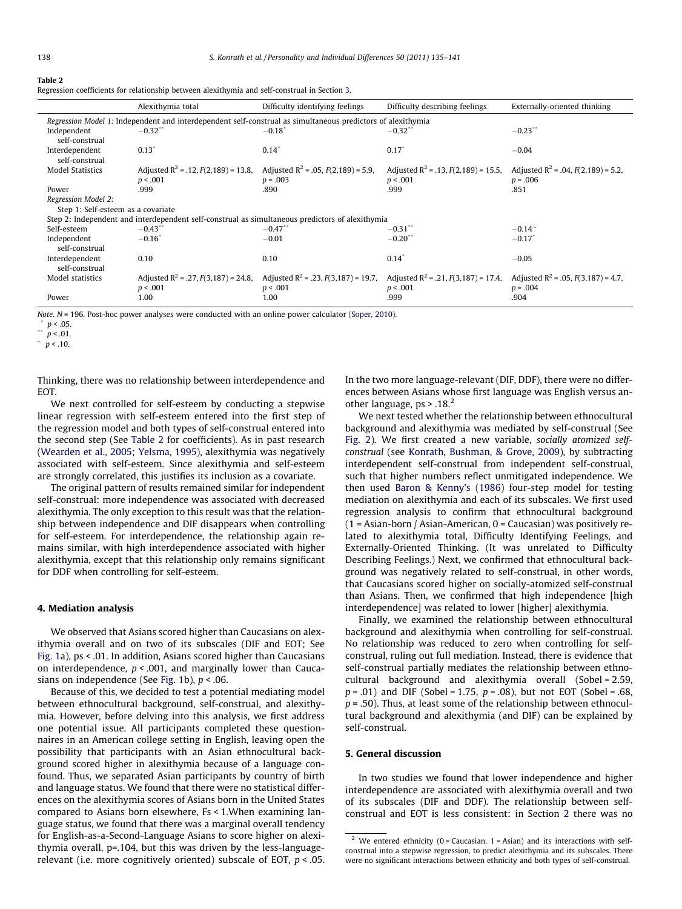**Table 2**
Regression coefficients for relationship between alexithymia and self-construal in Section 3.

| | Alexithymia total | Difficulty identifying feelings | Difficulty describing feelings | Externally-oriented thinking |
|---|---|---|---|---|
| *Regression Model 1:* Independent and interdependent self-construal as simultaneous predictors of alexithymia | | | | |
| Independent self-construal | −0.32** | −0.18* | −0.32** | −0.23** |
| Interdependent self-construal | 0.13* | 0.14* | 0.17* | −0.04 |
| Model Statistics | Adjusted $R^2$ = .12, $F(2,189)$ = 13.8, $p$ < .001 | Adjusted $R^2$ = .05, $F(2,189)$ = 5.9, $p$ = .003 | Adjusted $R^2$ = .13, $F(2,189)$ = 15.5, $p$ < .001 | Adjusted $R^2$ = .04, $F(2,189)$ = 5.2, $p$ = .006 |
| Power | .999 | .890 | .999 | .851 |
| *Regression Model 2:* | | | | |
| Step 1: Self-esteem as a covariate | | | | |
| Step 2: Independent and interdependent self-construal as simultaneous predictors of alexithymia | | | | |
| Self-esteem | −0.43** | −0.47** | −0.31** | −0.14~ |
| Independent self-construal | −0.16* | −0.01 | −0.20** | −0.17* |
| Interdependent self-construal | 0.10 | 0.10 | 0.14* | −0.05 |
| Model statistics | Adjusted $R^2$ = .27, $F(3,187)$ = 24.8, $p$ < .001 | Adjusted $R^2$ = .23, $F(3,187)$ = 19.7, $p$ < .001 | Adjusted $R^2$ = .21, $F(3,187)$ = 17.4, $p$ < .001 | Adjusted $R^2$ = .05, $F(3,187)$ = 4.7, $p$ = .004 |
| Power | 1.00 | 1.00 | .999 | .904 |

*Note.* $N$ = 196. Post-hoc power analyses were conducted with an online power calculator (Soper, 2010).
* $p$ < .05.
** $p$ < .01.
~ $p$ < .10.

Thinking, there was no relationship between interdependence and EOT.

We next controlled for self-esteem by conducting a stepwise linear regression with self-esteem entered into the first step of the regression model and both types of self-construal entered into the second step (See Table 2 for coefficients). As in past research (Wearden et al., 2005; Yelsma, 1995), alexithymia was negatively associated with self-esteem. Since alexithymia and self-esteem are strongly correlated, this justifies its inclusion as a covariate.

The original pattern of results remained similar for independent self-construal: more independence was associated with decreased alexithymia. The only exception to this result was that the relationship between independence and DIF disappears when controlling for self-esteem. For interdependence, the relationship again remains similar, with high interdependence associated with higher alexithymia, except that this relationship only remains significant for DDF when controlling for self-esteem.

## 4. Mediation analysis

We observed that Asians scored higher than Caucasians on alexithymia overall and on two of its subscales (DIF and EOT; See Fig. 1a), ps < .01. In addition, Asians scored higher than Caucasians on interdependence, $p$ < .001, and marginally lower than Caucasians on independence (See Fig. 1b), $p$ < .06.

Because of this, we decided to test a potential mediating model between ethnocultural background, self-construal, and alexithymia. However, before delving into this analysis, we first address one potential issue. All participants completed these questionnaires in an American college setting in English, leaving open the possibility that participants with an Asian ethnocultural background scored higher in alexithymia because of a language confound. Thus, we separated Asian participants by country of birth and language status. We found that there were no statistical differences on the alexithymia scores of Asians born in the United States compared to Asians born elsewhere, Fs < 1.When examining language status, we found that there was a marginal overall tendency for English-as-a-Second-Language Asians to score higher on alexithymia overall, p=.104, but this was driven by the less-language-relevant (i.e. more cognitively oriented) subscale of EOT, $p$ < .05. In the two more language-relevant (DIF, DDF), there were no differences between Asians whose first language was English versus another language, ps > .18.[2]

We next tested whether the relationship between ethnocultural background and alexithymia was mediated by self-construal (See Fig. 2). We first created a new variable, *socially atomized self-construal* (see Konrath, Bushman, & Grove, 2009), by subtracting interdependent self-construal from independent self-construal, such that higher numbers reflect unmitigated independence. We then used Baron & Kenny's (1986) four-step model for testing mediation on alexithymia and each of its subscales. We first used regression analysis to confirm that ethnocultural background (1 = Asian-born / Asian-American, 0 = Caucasian) was positively related to alexithymia total, Difficulty Identifying Feelings, and Externally-Oriented Thinking. (It was unrelated to Difficulty Describing Feelings.) Next, we confirmed that ethnocultural background was negatively related to self-construal, in other words, that Caucasians scored higher on socially-atomized self-construal than Asians. Then, we confirmed that high independence [high interdependence] was related to lower [higher] alexithymia.

Finally, we examined the relationship between ethnocultural background and alexithymia when controlling for self-construal. No relationship was reduced to zero when controlling for self-construal, ruling out full mediation. Instead, there is evidence that self-construal partially mediates the relationship between ethnocultural background and alexithymia overall (Sobel = 2.59, $p$ = .01) and DIF (Sobel = 1.75, $p$ = .08), but not EOT (Sobel = .68, $p$ = .50). Thus, at least some of the relationship between ethnocultural background and alexithymia (and DIF) can be explained by self-construal.

## 5. General discussion

In two studies we found that lower independence and higher interdependence are associated with alexithymia overall and two of its subscales (DIF and DDF). The relationship between self-construal and EOT is less consistent: in Section 2 there was no

[2] We entered ethnicity (0 = Caucasian, 1 = Asian) and its interactions with self-construal into a stepwise regression, to predict alexithymia and its subscales. There were no significant interactions between ethnicity and both types of self-construal.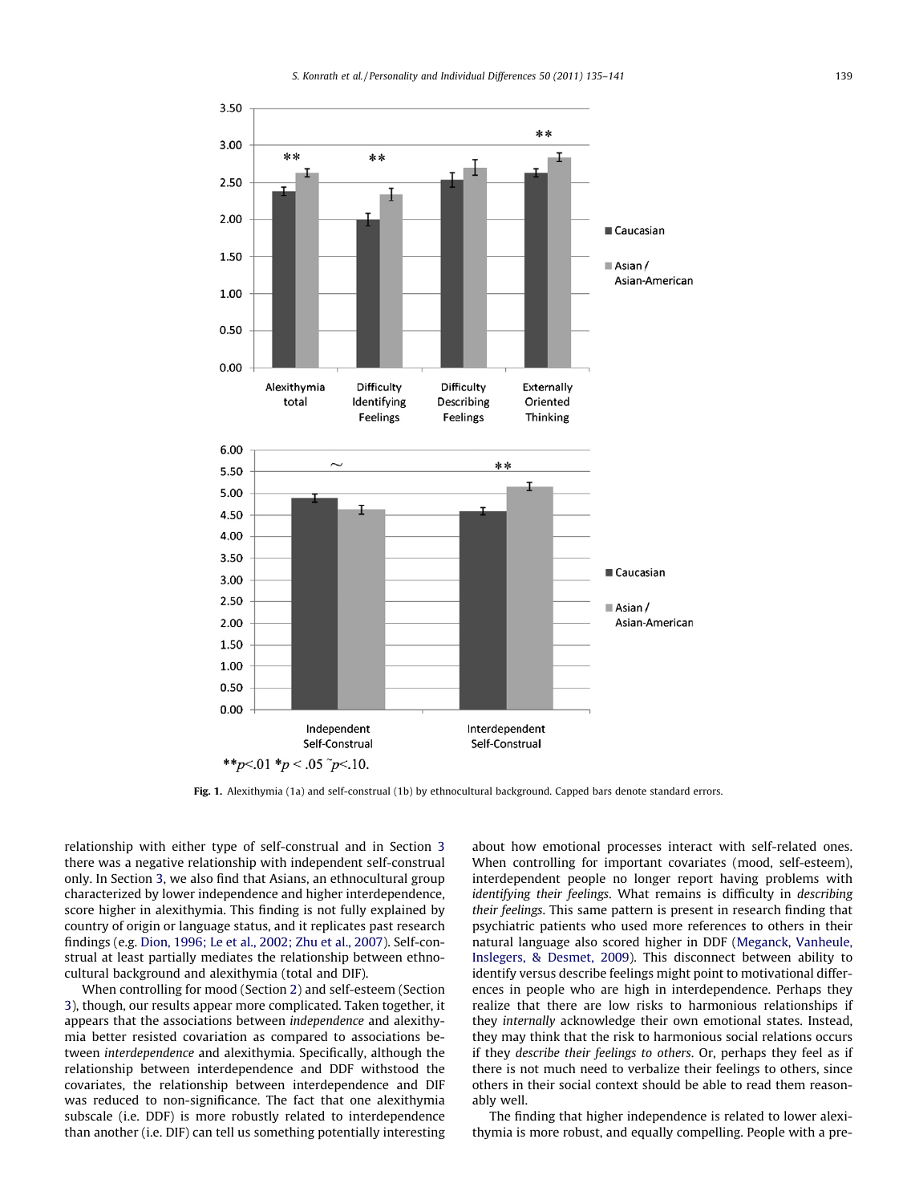**p<.01 *p < .05 ~p<.10.

**Fig. 1.** Alexithymia (1a) and self-construal (1b) by ethnocultural background. Capped bars denote standard errors.

relationship with either type of self-construal and in Section 3 there was a negative relationship with independent self-construal only. In Section 3, we also find that Asians, an ethnocultural group characterized by lower independence and higher interdependence, score higher in alexithymia. This finding is not fully explained by country of origin or language status, and it replicates past research findings (e.g. Dion, 1996; Le et al., 2002; Zhu et al., 2007). Self-construal at least partially mediates the relationship between ethnocultural background and alexithymia (total and DIF).

When controlling for mood (Section 2) and self-esteem (Section 3), though, our results appear more complicated. Taken together, it appears that the associations between *independence* and alexithymia better resisted covariation as compared to associations between *interdependence* and alexithymia. Specifically, although the relationship between interdependence and DDF withstood the covariates, the relationship between interdependence and DIF was reduced to non-significance. The fact that one alexithymia subscale (i.e. DDF) is more robustly related to interdependence than another (i.e. DIF) can tell us something potentially interesting about how emotional processes interact with self-related ones. When controlling for important covariates (mood, self-esteem), interdependent people no longer report having problems with *identifying their feelings*. What remains is difficulty in *describing their feelings*. This same pattern is present in research finding that psychiatric patients who used more references to others in their natural language also scored higher in DDF (Meganck, Vanheule, Inslegers, & Desmet, 2009). This disconnect between ability to identify versus describe feelings might point to motivational differences in people who are high in interdependence. Perhaps they realize that there are low risks to harmonious relationships if they *internally* acknowledge their own emotional states. Instead, they may think that the risk to harmonious social relations occurs if they *describe their feelings to others*. Or, perhaps they feel as if there is not much need to verbalize their feelings to others, since others in their social context should be able to read them reasonably well.

The finding that higher independence is related to lower alexithymia is more robust, and equally compelling. People with a pre-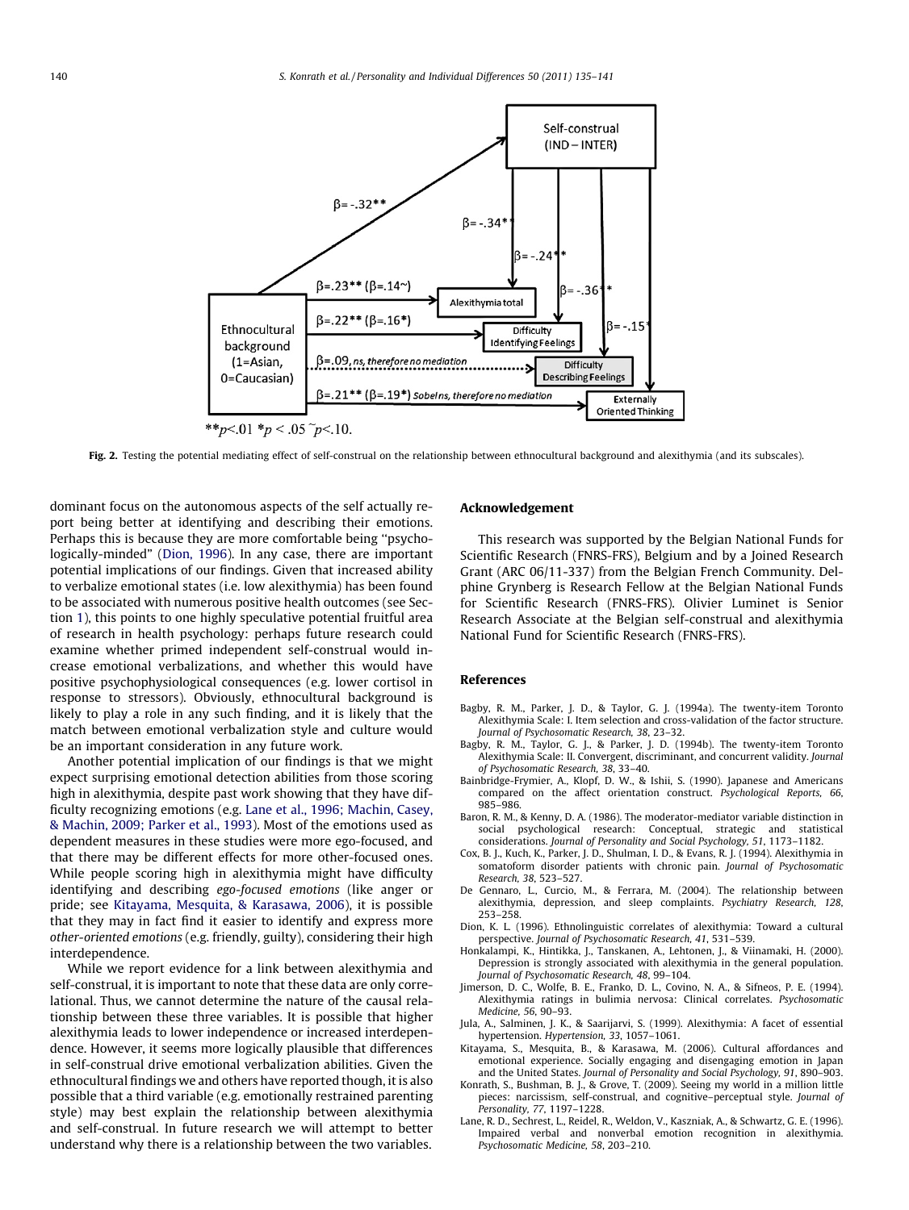**p<.01 *p < .05 ~p<.10.

Fig. 2. Testing the potential mediating effect of self-construal on the relationship between ethnocultural background and alexithymia (and its subscales).

dominant focus on the autonomous aspects of the self actually report being better at identifying and describing their emotions. Perhaps this is because they are more comfortable being ''psychologically-minded'' (Dion, 1996). In any case, there are important potential implications of our findings. Given that increased ability to verbalize emotional states (i.e. low alexithymia) has been found to be associated with numerous positive health outcomes (see Section 1), this points to one highly speculative potential fruitful area of research in health psychology: perhaps future research could examine whether primed independent self-construal would increase emotional verbalizations, and whether this would have positive psychophysiological consequences (e.g. lower cortisol in response to stressors). Obviously, ethnocultural background is likely to play a role in any such finding, and it is likely that the match between emotional verbalization style and culture would be an important consideration in any future work.

Another potential implication of our findings is that we might expect surprising emotional detection abilities from those scoring high in alexithymia, despite past work showing that they have difficulty recognizing emotions (e.g. Lane et al., 1996; Machin, Casey, & Machin, 2009; Parker et al., 1993). Most of the emotions used as dependent measures in these studies were more ego-focused, and that there may be different effects for more other-focused ones. While people scoring high in alexithymia might have difficulty identifying and describing *ego-focused emotions* (like anger or pride; see Kitayama, Mesquita, & Karasawa, 2006), it is possible that they may in fact find it easier to identify and express more *other-oriented emotions* (e.g. friendly, guilty), considering their high interdependence.

While we report evidence for a link between alexithymia and self-construal, it is important to note that these data are only correlational. Thus, we cannot determine the nature of the causal relationship between these three variables. It is possible that higher alexithymia leads to lower independence or increased interdependence. However, it seems more logically plausible that differences in self-construal drive emotional verbalization abilities. Given the ethnocultural findings we and others have reported though, it is also possible that a third variable (e.g. emotionally restrained parenting style) may best explain the relationship between alexithymia and self-construal. In future research we will attempt to better understand why there is a relationship between the two variables.

## Acknowledgement

This research was supported by the Belgian National Funds for Scientific Research (FNRS-FRS), Belgium and by a Joined Research Grant (ARC 06/11-337) from the Belgian French Community. Delphine Grynberg is Research Fellow at the Belgian National Funds for Scientific Research (FNRS-FRS). Olivier Luminet is Senior Research Associate at the Belgian self-construal and alexithymia National Fund for Scientific Research (FNRS-FRS).

## References

Bagby, R. M., Parker, J. D., & Taylor, G. J. (1994a). The twenty-item Toronto Alexithymia Scale: I. Item selection and cross-validation of the factor structure. *Journal of Psychosomatic Research, 38*, 23–32.

Bagby, R. M., Taylor, G. J., & Parker, J. D. (1994b). The twenty-item Toronto Alexithymia Scale: II. Convergent, discriminant, and concurrent validity. *Journal of Psychosomatic Research, 38*, 33–40.

Bainbridge-Frymier, A., Klopf, D. W., & Ishii, S. (1990). Japanese and Americans compared on the affect orientation construct. *Psychological Reports, 66*, 985–986.

Baron, R. M., & Kenny, D. A. (1986). The moderator-mediator variable distinction in social psychological research: Conceptual, strategic and statistical considerations. *Journal of Personality and Social Psychology, 51*, 1173–1182.

Cox, B. J., Kuch, K., Parker, J. D., Shulman, I. D., & Evans, R. J. (1994). Alexithymia in somatoform disorder patients with chronic pain. *Journal of Psychosomatic Research, 38*, 523–527.

De Gennaro, L., Curcio, M., & Ferrara, M. (2004). The relationship between alexithymia, depression, and sleep complaints. *Psychiatry Research, 128*, 253–258.

Dion, K. L. (1996). Ethnolinguistic correlates of alexithymia: Toward a cultural perspective. *Journal of Psychosomatic Research, 41*, 531–539.

Honkalampi, K., Hintikka, J., Tanskanen, A., Lehtonen, J., & Viinamaki, H. (2000). Depression is strongly associated with alexithymia in the general population. *Journal of Psychosomatic Research, 48*, 99–104.

Jimerson, D. C., Wolfe, B. E., Franko, D. L., Covino, N. A., & Sifneos, P. E. (1994). Alexithymia ratings in bulimia nervosa: Clinical correlates. *Psychosomatic Medicine, 56*, 90–93.

Jula, A., Salminen, J. K., & Saarijarvi, S. (1999). Alexithymia: A facet of essential hypertension. *Hypertension, 33*, 1057–1061.

Kitayama, S., Mesquita, B., & Karasawa, M. (2006). Cultural affordances and emotional experience. Socially engaging and disengaging emotion in Japan and the United States. *Journal of Personality and Social Psychology, 91*, 890–903.

Konrath, S., Bushman, B. J., & Grove, T. (2009). Seeing my world in a million little pieces: narcissism, self-construal, and cognitive–perceptual style. *Journal of Personality, 77*, 1197–1228.

Lane, R. D., Sechrest, L., Reidel, R., Weldon, V., Kaszniak, A., & Schwartz, G. E. (1996). Impaired verbal and nonverbal emotion recognition in alexithymia. *Psychosomatic Medicine, 58*, 203–210.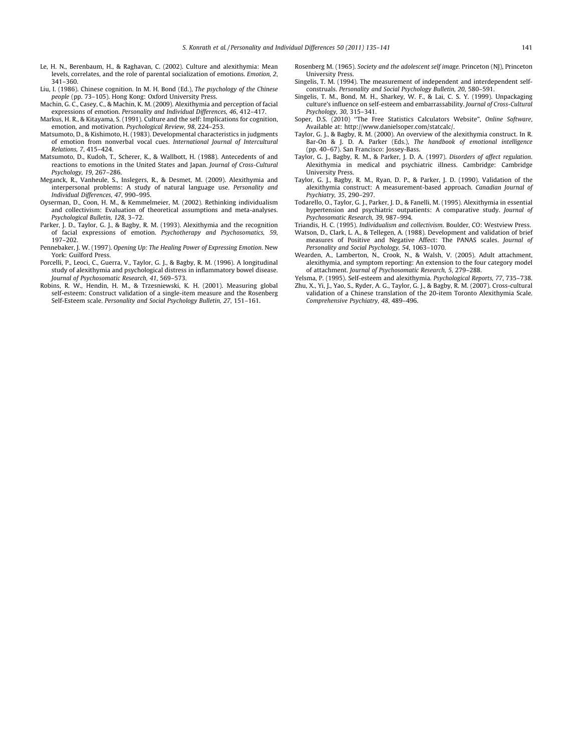Le, H. N., Berenbaum, H., & Raghavan, C. (2002). Culture and alexithymia: Mean levels, correlates, and the role of parental socialization of emotions. *Emotion, 2*, 341–360.

Liu, I. (1986). Chinese cognition. In M. H. Bond (Ed.), *The psychology of the Chinese people* (pp. 73–105). Hong Kong: Oxford University Press.

Machin, G. C., Casey, C., & Machin, K. M. (2009). Alexithymia and perception of facial expressions of emotion. *Personality and Individual Differences, 46*, 412–417.

Markus, H. R., & Kitayama, S. (1991). Culture and the self: Implications for cognition, emotion, and motivation. *Psychological Review, 98*, 224–253.

Matsumoto, D., & Kishimoto, H. (1983). Developmental characteristics in judgments of emotion from nonverbal vocal cues. *International Journal of Intercultural Relations, 7*, 415–424.

Matsumoto, D., Kudoh, T., Scherer, K., & Wallbott, H. (1988). Antecedents of and reactions to emotions in the United States and Japan. *Journal of Cross-Cultural Psychology, 19*, 267–286.

Meganck, R., Vanheule, S., Inslegers, R., & Desmet, M. (2009). Alexithymia and interpersonal problems: A study of natural language use. *Personality and Individual Differences, 47*, 990–995.

Oyserman, D., Coon, H. M., & Kemmelmeier, M. (2002). Rethinking individualism and collectivism: Evaluation of theoretical assumptions and meta-analyses. *Psychological Bulletin, 128*, 3–72.

Parker, J. D., Taylor, G. J., & Bagby, R. M. (1993). Alexithymia and the recognition of facial expressions of emotion. *Psychotherapy and Psychosomatics, 59*, 197–202.

Pennebaker, J. W. (1997). *Opening Up: The Healing Power of Expressing Emotion*. New York: Guilford Press.

Porcelli, P., Leoci, C., Guerra, V., Taylor, G. J., & Bagby, R. M. (1996). A longitudinal study of alexithymia and psychological distress in inflammatory bowel disease. *Journal of Psychosomatic Research, 41*, 569–573.

Robins, R. W., Hendin, H. M., & Trzesniewski, K. H. (2001). Measuring global self-esteem: Construct validation of a single-item measure and the Rosenberg Self-Esteem scale. *Personality and Social Psychology Bulletin, 27*, 151–161.

Rosenberg M. (1965). *Society and the adolescent self image.* Princeton (NJ), Princeton University Press.

Singelis, T. M. (1994). The measurement of independent and interdependent self-construals. *Personality and Social Psychology Bulletin, 20*, 580–591.

Singelis, T. M., Bond, M. H., Sharkey, W. F., & Lai, C. S. Y. (1999). Unpackaging culture's influence on self-esteem and embarrassability. *Journal of Cross-Cultural Psychology, 30*, 315–341.

Soper, D.S. (2010) "The Free Statistics Calculators Website", *Online Software*, Available at: http://www.danielsoper.com/statcalc/.

Taylor, G. J., & Bagby, R. M. (2000). An overview of the alexithymia construct. In R. Bar-On & J. D. A. Parker (Eds.), *The handbook of emotional intelligence* (pp. 40–67). San Francisco: Jossey-Bass.

Taylor, G. J., Bagby, R. M., & Parker, J. D. A. (1997). *Disorders of affect regulation*. Alexithymia in medical and psychiatric illness. Cambridge: Cambridge University Press.

Taylor, G. J., Bagby, R. M., Ryan, D. P., & Parker, J. D. (1990). Validation of the alexithymia construct: A measurement-based approach. *Canadian Journal of Psychiatry, 35*, 290–297.

Todarello, O., Taylor, G. J., Parker, J. D., & Fanelli, M. (1995). Alexithymia in essential hypertension and psychiatric outpatients: A comparative study. *Journal of Psychosomatic Research, 39*, 987–994.

Triandis, H. C. (1995). *Individualism and collectivism*. Boulder, CO: Westview Press.

Watson, D., Clark, L. A., & Tellegen, A. (1988). Development and validation of brief measures of Positive and Negative Affect: The PANAS scales. *Journal of Personality and Social Psychology, 54*, 1063–1070.

Wearden, A., Lamberton, N., Crook, N., & Walsh, V. (2005). Adult attachment, alexithymia, and symptom reporting: An extension to the four category model of attachment. *Journal of Psychosomatic Research, 5*, 279–288.

Yelsma, P. (1995). Self-esteem and alexithymia. *Psychological Reports, 77*, 735–738.

Zhu, X., Yi, J., Yao, S., Ryder, A. G., Taylor, G. J., & Bagby, R. M. (2007). Cross-cultural validation of a Chinese translation of the 20-item Toronto Alexithymia Scale. *Comprehensive Psychiatry, 48*, 489–496.